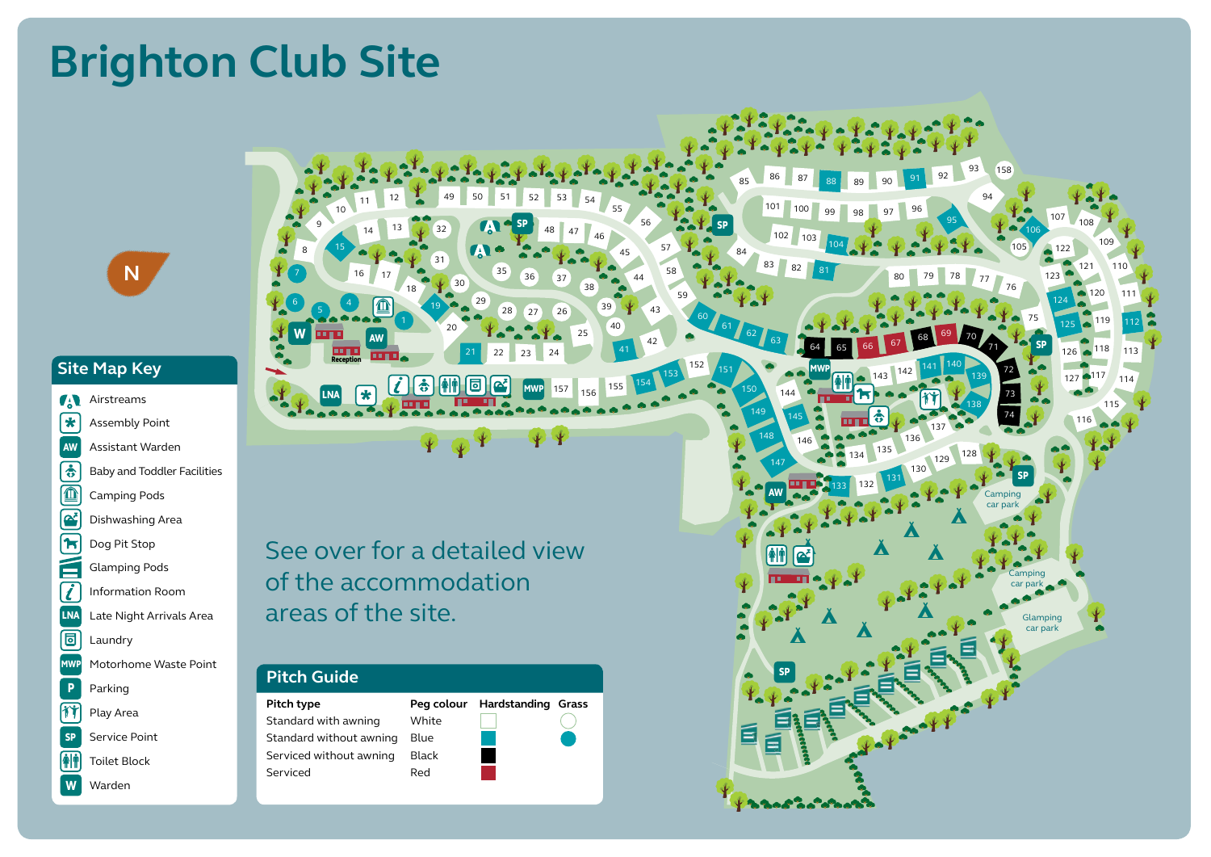# Brighton Club Site

## Site Map Key

- Airstreams
- Assembly Point
- AW Assistant Warden
- Baby and Toddler Facilities
- Camping Pods
- Dishwashing Area
- Dog Pit Stop
- Glamping Pods
- Information Room
- LNA Late Night Arrivals Area
- Laundry
- MWP Motorhome Waste Point
- P Parking
- Play Area
- SP Service Point
- Toilet Block
- W Warden

See over for a detailed view of the accommodation areas of the site.

## Pitch Guide

| Pitch type | Peg colour | Hardstanding | Grass |
|---|---|---|---|
| Standard with awning | White | ☐ | ○ |
| Standard without awning | Blue | ■ | ● |
| Serviced without awning | Black | ■ | |
| Serviced | Red | ■ | |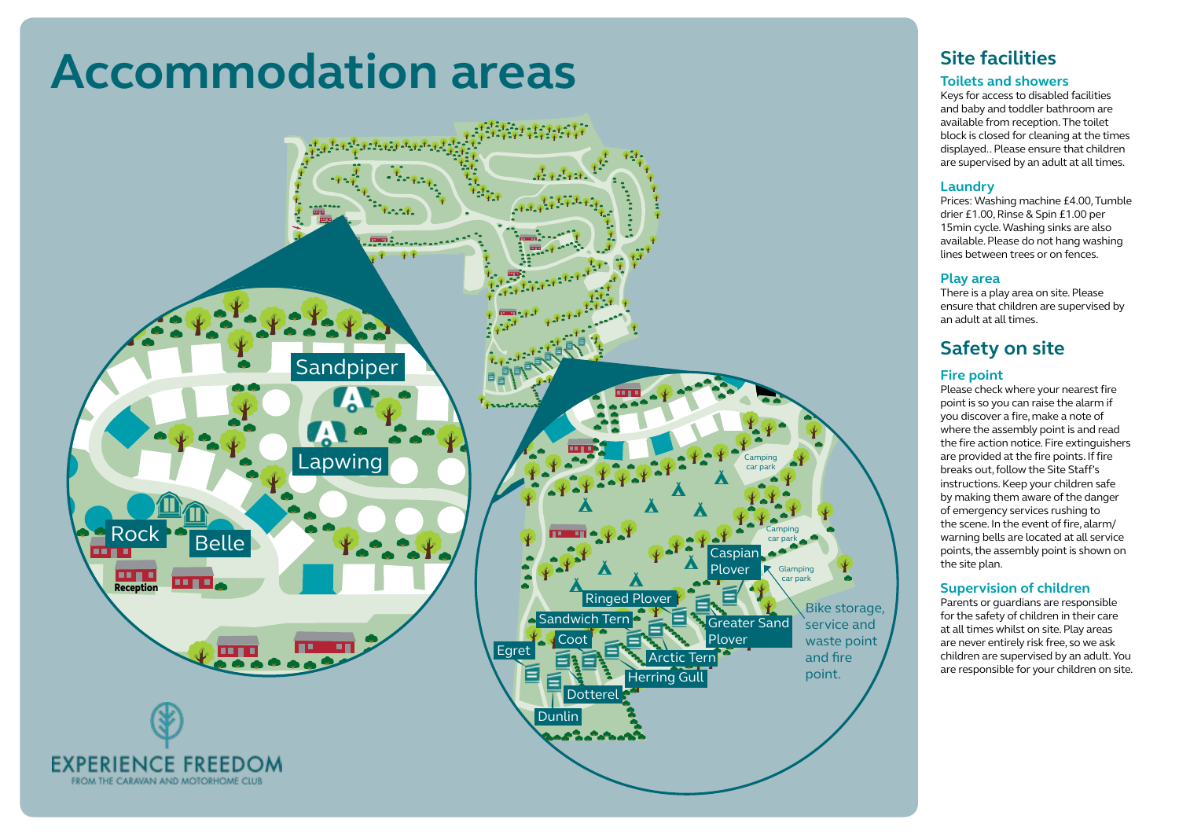# Accommodation areas

Sandpiper

Lapwing

Rock

Belle

Reception

Camping car park

Camping car park

Glamping car park

Caspian Plover

Ringed Plover

Sandwich Tern

Greater Sand Plover

Coot

Egret

Arctic Tern

Herring Gull

Dotterel

Dunlin

Bike storage, service and waste point and fire point.

EXPERIENCE FREEDOM

FROM THE CARAVAN AND MOTORHOME CLUB

## Site facilities

### Toilets and showers

Keys for access to disabled facilities and baby and toddler bathroom are available from reception. The toilet block is closed for cleaning at the times displayed.. Please ensure that children are supervised by an adult at all times.

### Laundry

Prices: Washing machine £4.00, Tumble drier £1.00, Rinse & Spin £1.00 per 15min cycle. Washing sinks are also available. Please do not hang washing lines between trees or on fences.

### Play area

There is a play area on site. Please ensure that children are supervised by an adult at all times.

## Safety on site

### Fire point

Please check where your nearest fire point is so you can raise the alarm if you discover a fire, make a note of where the assembly point is and read the fire action notice. Fire extinguishers are provided at the fire points. If fire breaks out, follow the Site Staff's instructions. Keep your children safe by making them aware of the danger of emergency services rushing to the scene. In the event of fire, alarm/warning bells are located at all service points, the assembly point is shown on the site plan.

### Supervision of children

Parents or guardians are responsible for the safety of children in their care at all times whilst on site. Play areas are never entirely risk free, so we ask children are supervised by an adult. You are responsible for your children on site.